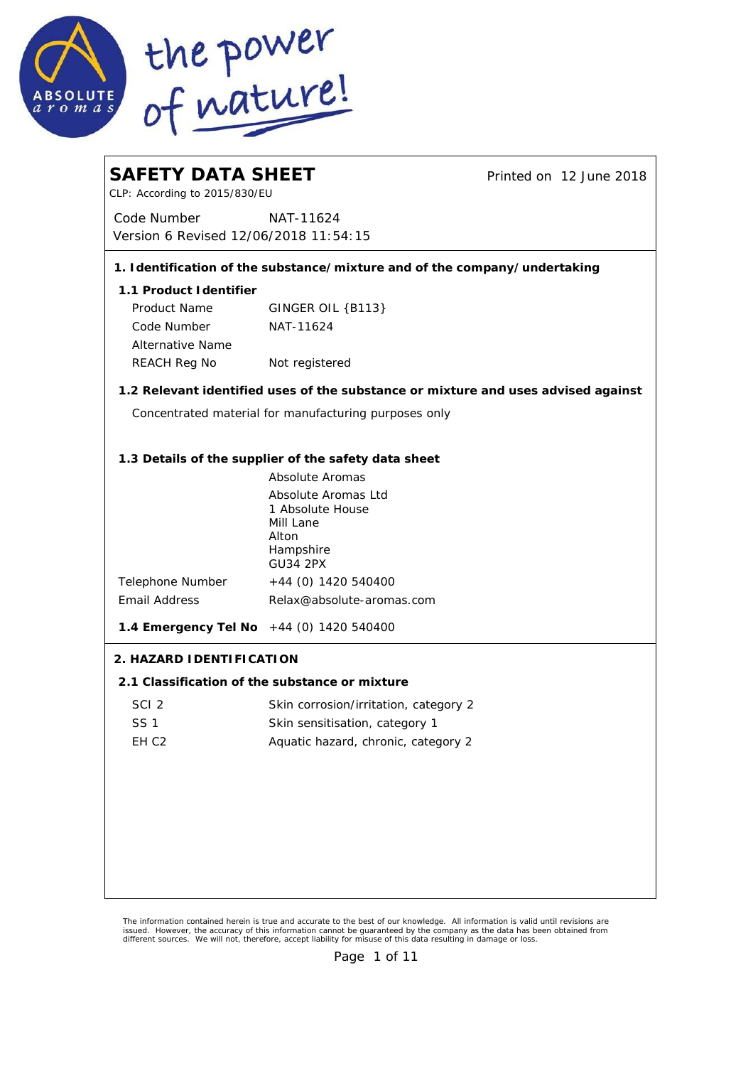# SAFETY DATA SHEET

CLP: According to 2015/830/EU

Printed on 12 June 2018

Code Number NAT-11624
Version 6 Revised 12/06/2018 11:54:15

## 1. Identification of the substance/mixture and of the company/undertaking

### 1.1 Product Identifier

| | |
|---|---|
| Product Name | GINGER OIL {B113} |
| Code Number | NAT-11624 |
| Alternative Name | |
| REACH Reg No | Not registered |

### 1.2 Relevant identified uses of the substance or mixture and uses advised against

Concentrated material for manufacturing purposes only

### 1.3 Details of the supplier of the safety data sheet

Absolute Aromas
Absolute Aromas Ltd
1 Absolute House
Mill Lane
Alton
Hampshire
GU34 2PX

| | |
|---|---|
| Telephone Number | +44 (0) 1420 540400 |
| Email Address | Relax@absolute-aromas.com |

**1.4 Emergency Tel No** +44 (0) 1420 540400

## 2. HAZARD IDENTIFICATION

### 2.1 Classification of the substance or mixture

| | |
|---|---|
| SCI 2 | Skin corrosion/irritation, category 2 |
| SS 1 | Skin sensitisation, category 1 |
| EH C2 | Aquatic hazard, chronic, category 2 |

The information contained herein is true and accurate to the best of our knowledge. All information is valid until revisions are issued. However, the accuracy of this information cannot be guaranteed by the company as the data has been obtained from different sources. We will not, therefore, accept liability for misuse of this data resulting in damage or loss.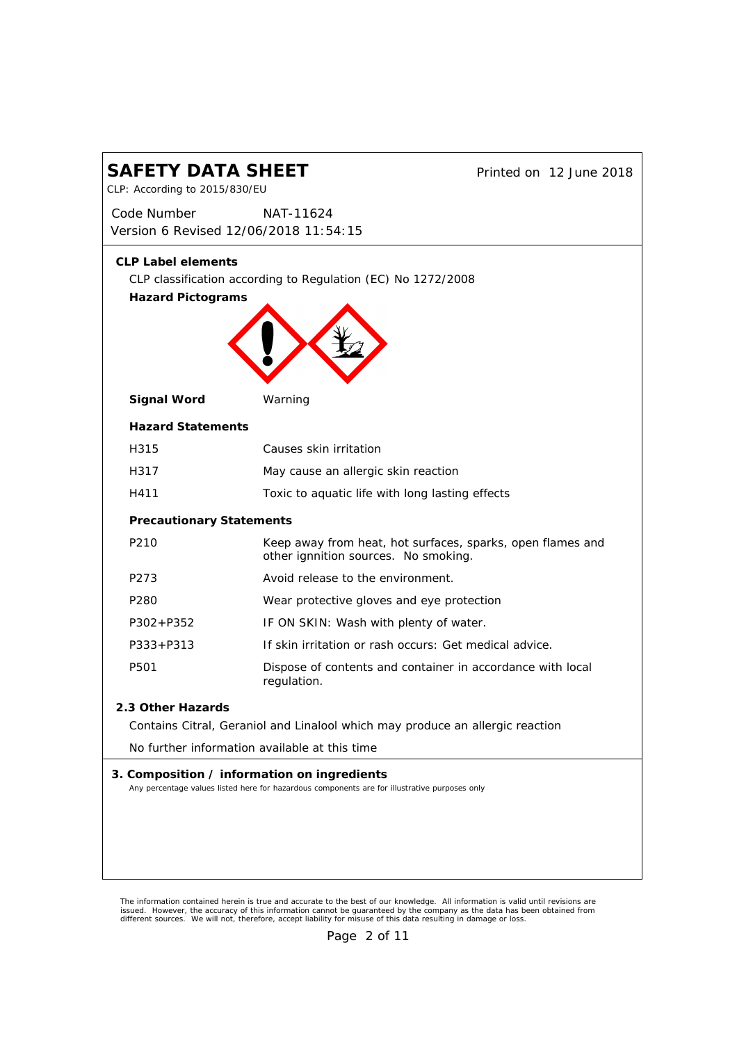# SAFETY DATA SHEET

CLP: According to 2015/830/EU

Printed on 12 June 2018

Code Number NAT-11624

Version 6 Revised 12/06/2018 11:54:15

### CLP Label elements

CLP classification according to Regulation (EC) No 1272/2008

**Hazard Pictograms**

**Signal Word** Warning

**Hazard Statements**

| | |
|---|---|
| H315 | Causes skin irritation |
| H317 | May cause an allergic skin reaction |
| H411 | Toxic to aquatic life with long lasting effects |

**Precautionary Statements**

| | |
|---|---|
| P210 | Keep away from heat, hot surfaces, sparks, open flames and other ignnition sources. No smoking. |
| P273 | Avoid release to the environment. |
| P280 | Wear protective gloves and eye protection |
| P302+P352 | IF ON SKIN: Wash with plenty of water. |
| P333+P313 | If skin irritation or rash occurs: Get medical advice. |
| P501 | Dispose of contents and container in accordance with local regulation. |

### 2.3 Other Hazards

Contains Citral, Geraniol and Linalool which may produce an allergic reaction

No further information available at this time

## 3. Composition / information on ingredients

Any percentage values listed here for hazardous components are for illustrative purposes only

The information contained herein is true and accurate to the best of our knowledge. All information is valid until revisions are issued. However, the accuracy of this information cannot be guaranteed by the company as the data has been obtained from different sources. We will not, therefore, accept liability for misuse of this data resulting in damage or loss.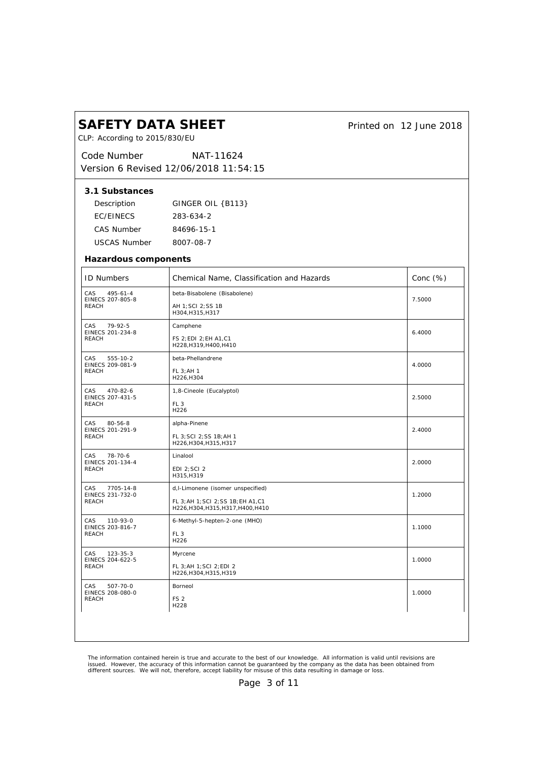# SAFETY DATA SHEET

Printed on 12 June 2018

CLP: According to 2015/830/EU

Code Number NAT-11624

Version 6 Revised 12/06/2018 11:54:15

### 3.1 Substances

| | |
|---|---|
| Description | GINGER OIL {B113} |
| EC/EINECS | 283-634-2 |
| CAS Number | 84696-15-1 |
| USCAS Number | 8007-08-7 |

### Hazardous components

| ID Numbers | Chemical Name, Classification and Hazards | Conc (%) |
|---|---|---|
| CAS 495-61-4<br>EINECS 207-805-8<br>REACH | beta-Bisabolene (Bisabolene)<br><br>AH 1;SCI 2;SS 1B<br>H304,H315,H317 | 7.5000 |
| CAS 79-92-5<br>EINECS 201-234-8<br>REACH | Camphene<br><br>FS 2;EDI 2;EH A1,C1<br>H228,H319,H400,H410 | 6.4000 |
| CAS 555-10-2<br>EINECS 209-081-9<br>REACH | beta-Phellandrene<br><br>FL 3;AH 1<br>H226,H304 | 4.0000 |
| CAS 470-82-6<br>EINECS 207-431-5<br>REACH | 1,8-Cineole (Eucalyptol)<br><br>FL 3<br>H226 | 2.5000 |
| CAS 80-56-8<br>EINECS 201-291-9<br>REACH | alpha-Pinene<br><br>FL 3;SCI 2;SS 1B;AH 1<br>H226,H304,H315,H317 | 2.4000 |
| CAS 78-70-6<br>EINECS 201-134-4<br>REACH | Linalool<br><br>EDI 2;SCI 2<br>H315,H319 | 2.0000 |
| CAS 7705-14-8<br>EINECS 231-732-0<br>REACH | d,l-Limonene (isomer unspecified)<br><br>FL 3;AH 1;SCI 2;SS 1B;EH A1,C1<br>H226,H304,H315,H317,H400,H410 | 1.2000 |
| CAS 110-93-0<br>EINECS 203-816-7<br>REACH | 6-Methyl-5-hepten-2-one (MHO)<br><br>FL 3<br>H226 | 1.1000 |
| CAS 123-35-3<br>EINECS 204-622-5<br>REACH | Myrcene<br><br>FL 3;AH 1;SCI 2;EDI 2<br>H226,H304,H315,H319 | 1.0000 |
| CAS 507-70-0<br>EINECS 208-080-0<br>REACH | Borneol<br><br>FS 2<br>H228 | 1.0000 |

The information contained herein is true and accurate to the best of our knowledge. All information is valid until revisions are issued. However, the accuracy of this information cannot be guaranteed by the company as the data has been obtained from different sources. We will not, therefore, accept liability for misuse of this data resulting in damage or loss.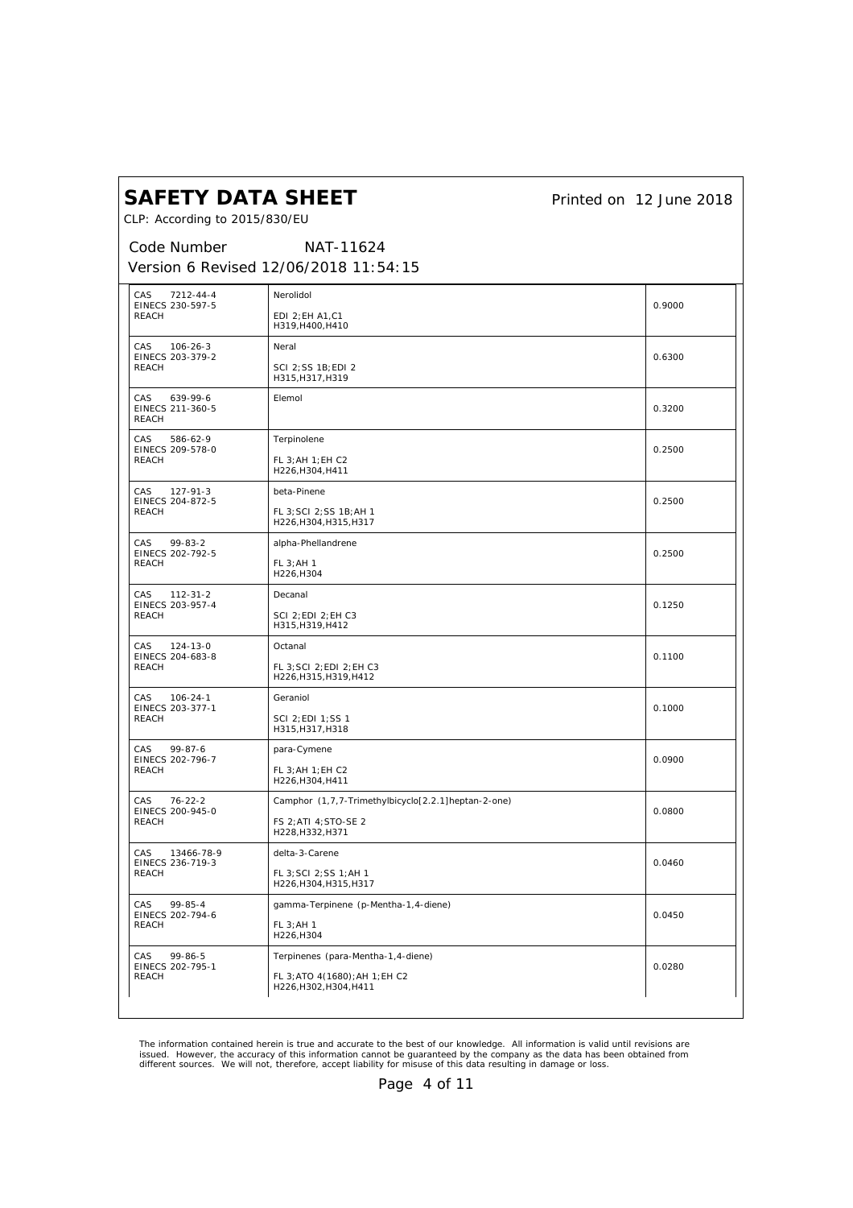| | | |
|---|---|---|
| CAS 7212-44-4<br>EINECS 230-597-5<br>REACH | Nerolidol<br><br>EDI 2;EH A1,C1<br>H319,H400,H410 | 0.9000 |
| CAS 106-26-3<br>EINECS 203-379-2<br>REACH | Neral<br><br>SCI 2;SS 1B;EDI 2<br>H315,H317,H319 | 0.6300 |
| CAS 639-99-6<br>EINECS 211-360-5<br>REACH | Elemol | 0.3200 |
| CAS 586-62-9<br>EINECS 209-578-0<br>REACH | Terpinolene<br><br>FL 3;AH 1;EH C2<br>H226,H304,H411 | 0.2500 |
| CAS 127-91-3<br>EINECS 204-872-5<br>REACH | beta-Pinene<br><br>FL 3;SCI 2;SS 1B;AH 1<br>H226,H304,H315,H317 | 0.2500 |
| CAS 99-83-2<br>EINECS 202-792-5<br>REACH | alpha-Phellandrene<br><br>FL 3;AH 1<br>H226,H304 | 0.2500 |
| CAS 112-31-2<br>EINECS 203-957-4<br>REACH | Decanal<br><br>SCI 2;EDI 2;EH C3<br>H315,H319,H412 | 0.1250 |
| CAS 124-13-0<br>EINECS 204-683-8<br>REACH | Octanal<br><br>FL 3;SCI 2;EDI 2;EH C3<br>H226,H315,H319,H412 | 0.1100 |
| CAS 106-24-1<br>EINECS 203-377-1<br>REACH | Geraniol<br><br>SCI 2;EDI 1;SS 1<br>H315,H317,H318 | 0.1000 |
| CAS 99-87-6<br>EINECS 202-796-7<br>REACH | para-Cymene<br><br>FL 3;AH 1;EH C2<br>H226,H304,H411 | 0.0900 |
| CAS 76-22-2<br>EINECS 200-945-0<br>REACH | Camphor (1,7,7-Trimethylbicyclo[2.2.1]heptan-2-one)<br><br>FS 2;ATI 4;STO-SE 2<br>H228,H332,H371 | 0.0800 |
| CAS 13466-78-9<br>EINECS 236-719-3<br>REACH | delta-3-Carene<br><br>FL 3;SCI 2;SS 1;AH 1<br>H226,H304,H315,H317 | 0.0460 |
| CAS 99-85-4<br>EINECS 202-794-6<br>REACH | gamma-Terpinene (p-Mentha-1,4-diene)<br><br>FL 3;AH 1<br>H226,H304 | 0.0450 |
| CAS 99-86-5<br>EINECS 202-795-1<br>REACH | Terpinenes (para-Mentha-1,4-diene)<br><br>FL 3;ATO 4(1680);AH 1;EH C2<br>H226,H302,H304,H411 | 0.0280 |

The information contained herein is true and accurate to the best of our knowledge. All information is valid until revisions are issued. However, the accuracy of this information cannot be guaranteed by the company as the data has been obtained from different sources. We will not, therefore, accept liability for misuse of this data resulting in damage or loss.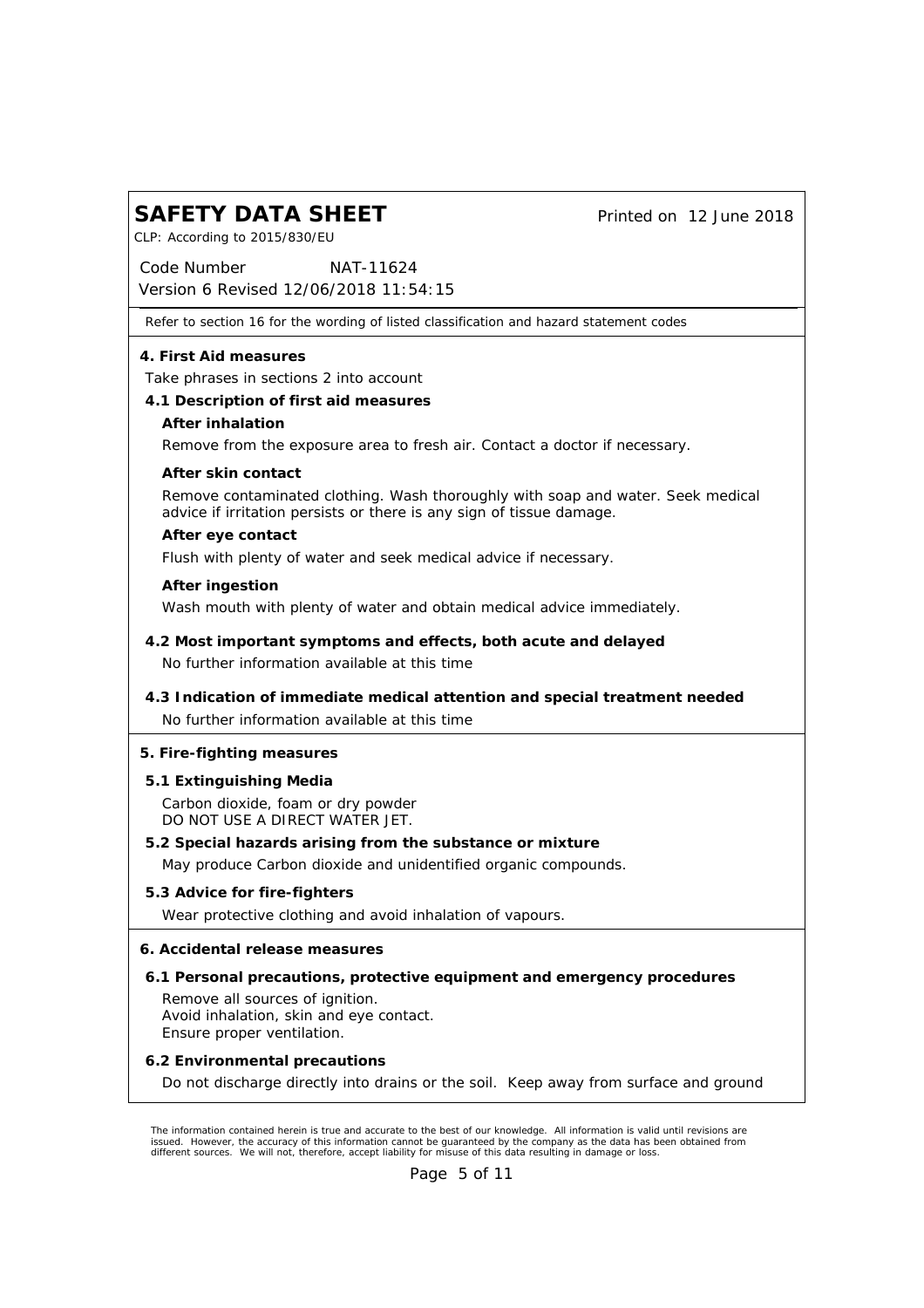Refer to section 16 for the wording of listed classification and hazard statement codes

## 4. First Aid measures

Take phrases in sections 2 into account

### 4.1 Description of first aid measures

**After inhalation**

Remove from the exposure area to fresh air. Contact a doctor if necessary.

**After skin contact**

Remove contaminated clothing. Wash thoroughly with soap and water. Seek medical advice if irritation persists or there is any sign of tissue damage.

**After eye contact**

Flush with plenty of water and seek medical advice if necessary.

**After ingestion**

Wash mouth with plenty of water and obtain medical advice immediately.

### 4.2 Most important symptoms and effects, both acute and delayed

No further information available at this time

### 4.3 Indication of immediate medical attention and special treatment needed

No further information available at this time

## 5. Fire-fighting measures

### 5.1 Extinguishing Media

Carbon dioxide, foam or dry powder
DO NOT USE A DIRECT WATER JET.

### 5.2 Special hazards arising from the substance or mixture

May produce Carbon dioxide and unidentified organic compounds.

### 5.3 Advice for fire-fighters

Wear protective clothing and avoid inhalation of vapours.

## 6. Accidental release measures

### 6.1 Personal precautions, protective equipment and emergency procedures

Remove all sources of ignition.
Avoid inhalation, skin and eye contact.
Ensure proper ventilation.

### 6.2 Environmental precautions

Do not discharge directly into drains or the soil. Keep away from surface and ground

The information contained herein is true and accurate to the best of our knowledge. All information is valid until revisions are issued. However, the accuracy of this information cannot be guaranteed by the company as the data has been obtained from different sources. We will not, therefore, accept liability for misuse of this data resulting in damage or loss.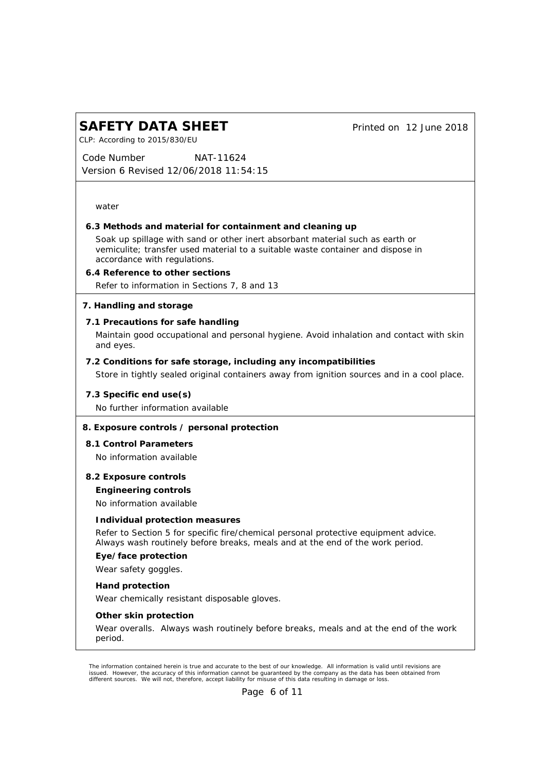water

### 6.3 Methods and material for containment and cleaning up

Soak up spillage with sand or other inert absorbant material such as earth or vemiculite; transfer used material to a suitable waste container and dispose in accordance with regulations.

### 6.4 Reference to other sections

Refer to information in Sections 7, 8 and 13

## 7. Handling and storage

### 7.1 Precautions for safe handling

Maintain good occupational and personal hygiene. Avoid inhalation and contact with skin and eyes.

### 7.2 Conditions for safe storage, including any incompatibilities

Store in tightly sealed original containers away from ignition sources and in a cool place.

### 7.3 Specific end use(s)

No further information available

## 8. Exposure controls / personal protection

### 8.1 Control Parameters

No information available

### 8.2 Exposure controls

**Engineering controls**

No information available

**Individual protection measures**

Refer to Section 5 for specific fire/chemical personal protective equipment advice.
Always wash routinely before breaks, meals and at the end of the work period.

**Eye/face protection**

Wear safety goggles.

**Hand protection**

Wear chemically resistant disposable gloves.

**Other skin protection**

Wear overalls. Always wash routinely before breaks, meals and at the end of the work period.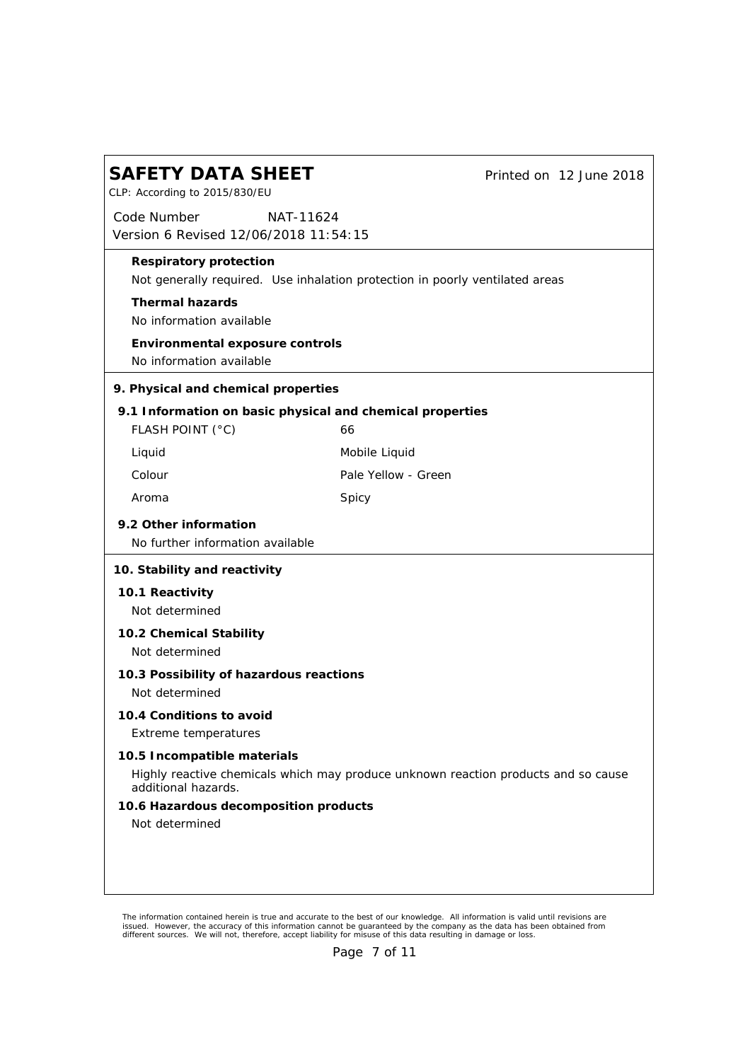**Respiratory protection**

Not generally required. Use inhalation protection in poorly ventilated areas

**Thermal hazards**

No information available

**Environmental exposure controls**

No information available

## 9. Physical and chemical properties

### 9.1 Information on basic physical and chemical properties

| | |
|---|---|
| FLASH POINT (°C) | 66 |
| Liquid | Mobile Liquid |
| Colour | Pale Yellow - Green |
| Aroma | Spicy |

### 9.2 Other information

No further information available

## 10. Stability and reactivity

### 10.1 Reactivity

Not determined

### 10.2 Chemical Stability

Not determined

### 10.3 Possibility of hazardous reactions

Not determined

### 10.4 Conditions to avoid

Extreme temperatures

### 10.5 Incompatible materials

Highly reactive chemicals which may produce unknown reaction products and so cause additional hazards.

### 10.6 Hazardous decomposition products

Not determined

The information contained herein is true and accurate to the best of our knowledge. All information is valid until revisions are issued. However, the accuracy of this information cannot be guaranteed by the company as the data has been obtained from different sources. We will not, therefore, accept liability for misuse of this data resulting in damage or loss.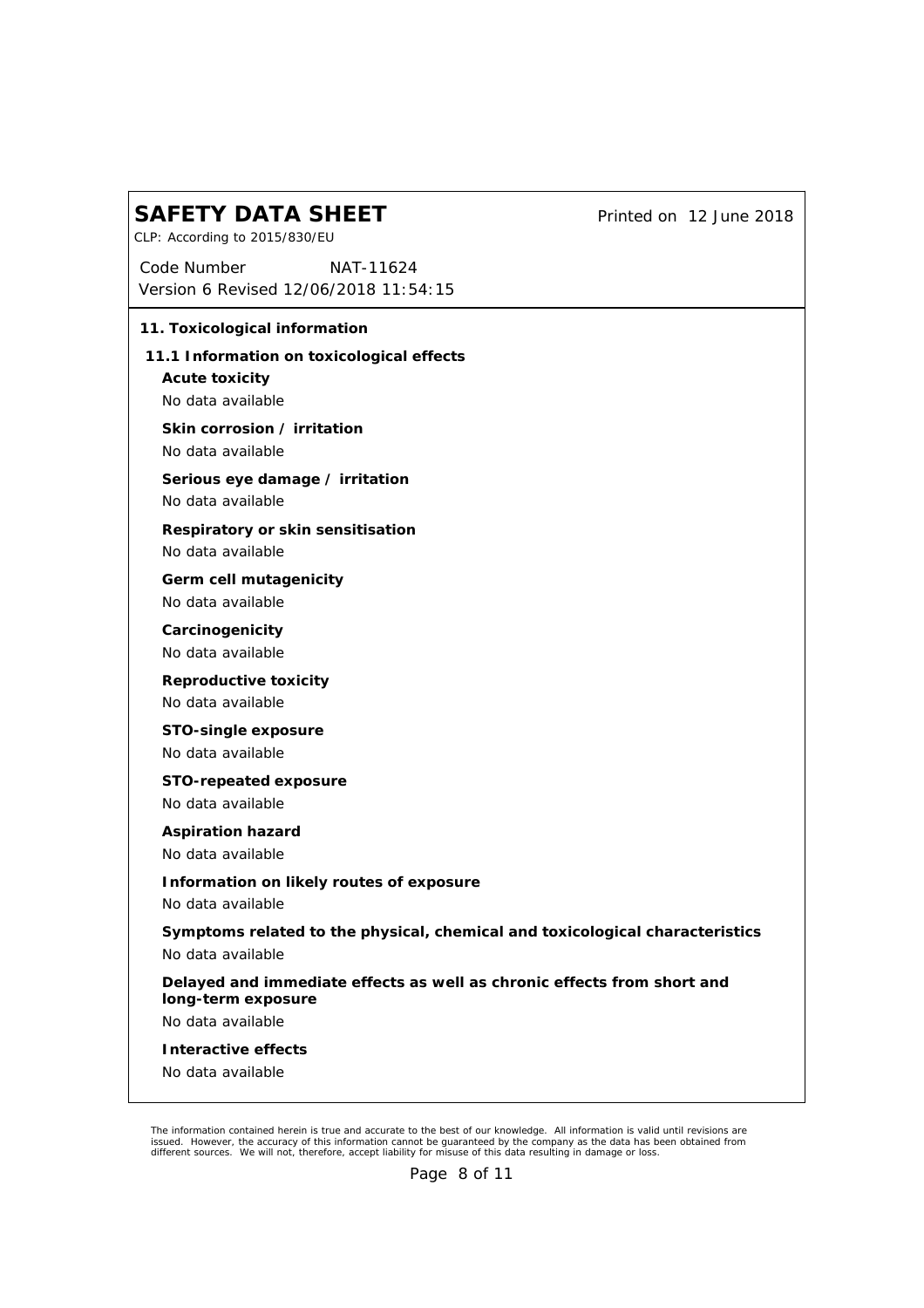## 11. Toxicological information

### 11.1 Information on toxicological effects

**Acute toxicity**

No data available

**Skin corrosion / irritation**

No data available

**Serious eye damage / irritation**

No data available

**Respiratory or skin sensitisation**

No data available

**Germ cell mutagenicity**

No data available

**Carcinogenicity**

No data available

**Reproductive toxicity**

No data available

**STO-single exposure**

No data available

**STO-repeated exposure**

No data available

**Aspiration hazard**

No data available

**Information on likely routes of exposure**

No data available

**Symptoms related to the physical, chemical and toxicological characteristics**

No data available

**Delayed and immediate effects as well as chronic effects from short and long-term exposure**

No data available

**Interactive effects**

No data available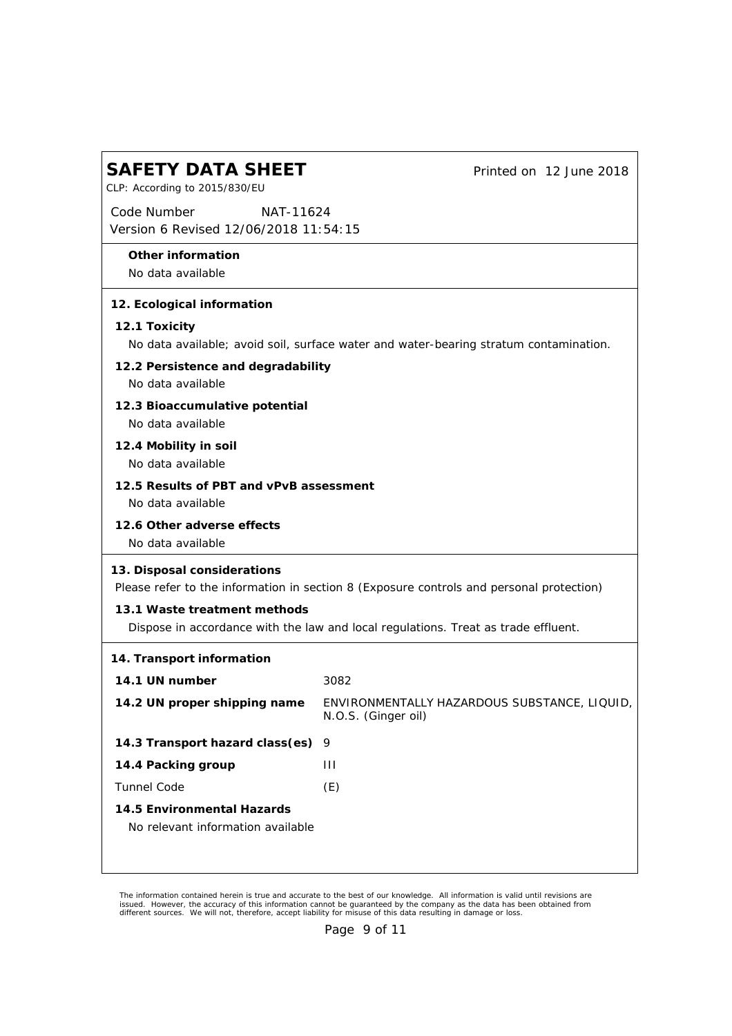### Other information

No data available

## 12. Ecological information

### 12.1 Toxicity

No data available; avoid soil, surface water and water-bearing stratum contamination.

### 12.2 Persistence and degradability

No data available

### 12.3 Bioaccumulative potential

No data available

### 12.4 Mobility in soil

No data available

### 12.5 Results of PBT and vPvB assessment

No data available

### 12.6 Other adverse effects

No data available

## 13. Disposal considerations

Please refer to the information in section 8 (Exposure controls and personal protection)

### 13.1 Waste treatment methods

Dispose in accordance with the law and local regulations. Treat as trade effluent.

## 14. Transport information

| | |
|---|---|
| **14.1 UN number** | 3082 |
| **14.2 UN proper shipping name** | ENVIRONMENTALLY HAZARDOUS SUBSTANCE, LIQUID, N.O.S. (Ginger oil) |
| **14.3 Transport hazard class(es)** | 9 |
| **14.4 Packing group** | III |
| Tunnel Code | (E) |

### 14.5 Environmental Hazards

No relevant information available

The information contained herein is true and accurate to the best of our knowledge. All information is valid until revisions are issued. However, the accuracy of this information cannot be guaranteed by the company as the data has been obtained from different sources. We will not, therefore, accept liability for misuse of this data resulting in damage or loss.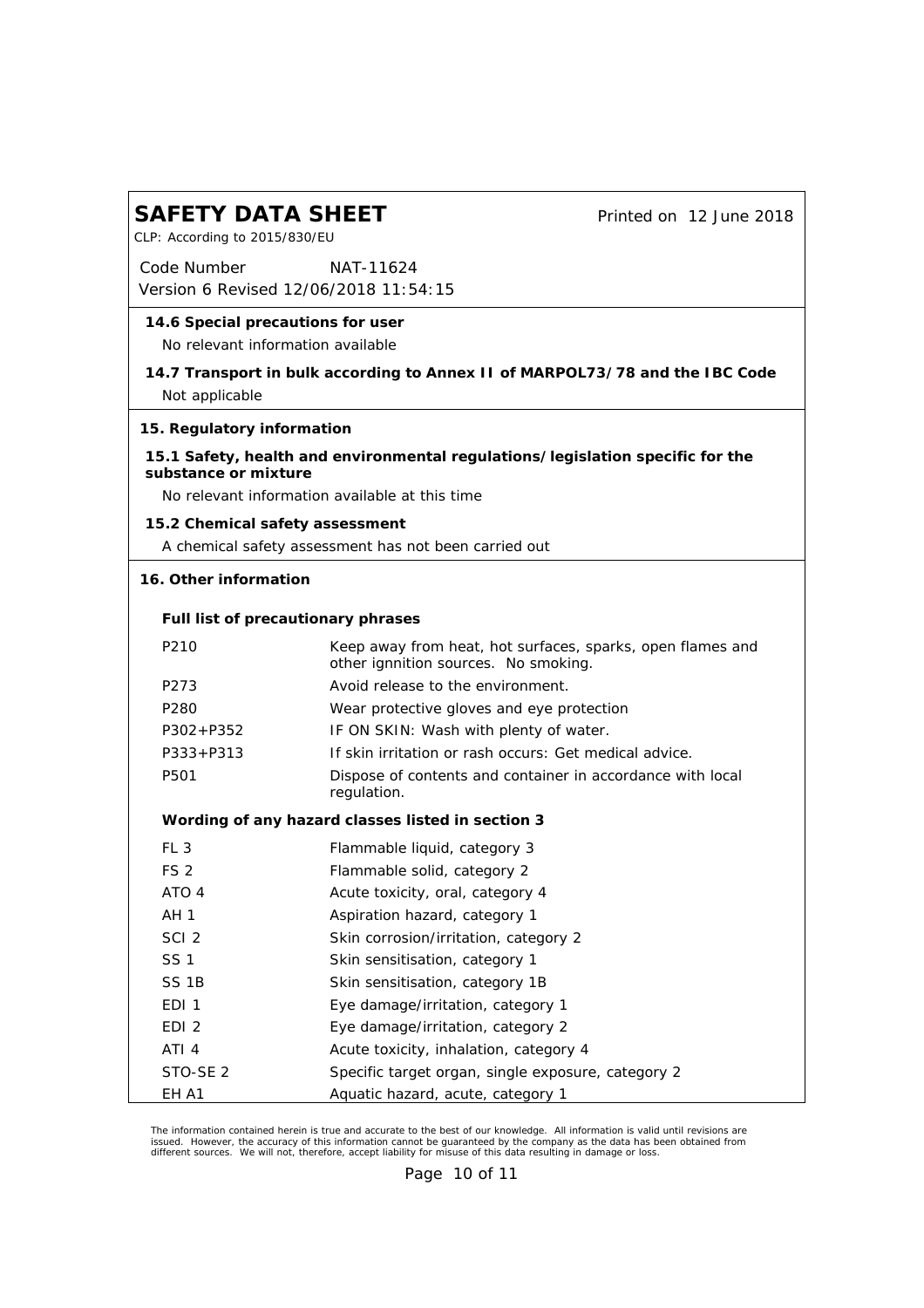# SAFETY DATA SHEET

CLP: According to 2015/830/EU

Printed on 12 June 2018

Code Number NAT-11624

Version 6 Revised 12/06/2018 11:54:15

### 14.6 Special precautions for user

No relevant information available

### 14.7 Transport in bulk according to Annex II of MARPOL73/78 and the IBC Code

Not applicable

## 15. Regulatory information

### 15.1 Safety, health and environmental regulations/legislation specific for the substance or mixture

No relevant information available at this time

### 15.2 Chemical safety assessment

A chemical safety assessment has not been carried out

## 16. Other information

**Full list of precautionary phrases**

| | |
|---|---|
| P210 | Keep away from heat, hot surfaces, sparks, open flames and other ignnition sources. No smoking. |
| P273 | Avoid release to the environment. |
| P280 | Wear protective gloves and eye protection |
| P302+P352 | IF ON SKIN: Wash with plenty of water. |
| P333+P313 | If skin irritation or rash occurs: Get medical advice. |
| P501 | Dispose of contents and container in accordance with local regulation. |

**Wording of any hazard classes listed in section 3**

| | |
|---|---|
| FL 3 | Flammable liquid, category 3 |
| FS 2 | Flammable solid, category 2 |
| ATO 4 | Acute toxicity, oral, category 4 |
| AH 1 | Aspiration hazard, category 1 |
| SCI 2 | Skin corrosion/irritation, category 2 |
| SS 1 | Skin sensitisation, category 1 |
| SS 1B | Skin sensitisation, category 1B |
| EDI 1 | Eye damage/irritation, category 1 |
| EDI 2 | Eye damage/irritation, category 2 |
| ATI 4 | Acute toxicity, inhalation, category 4 |
| STO-SE 2 | Specific target organ, single exposure, category 2 |
| EH A1 | Aquatic hazard, acute, category 1 |

The information contained herein is true and accurate to the best of our knowledge. All information is valid until revisions are issued. However, the accuracy of this information cannot be guaranteed by the company as the data has been obtained from different sources. We will not, therefore, accept liability for misuse of this data resulting in damage or loss.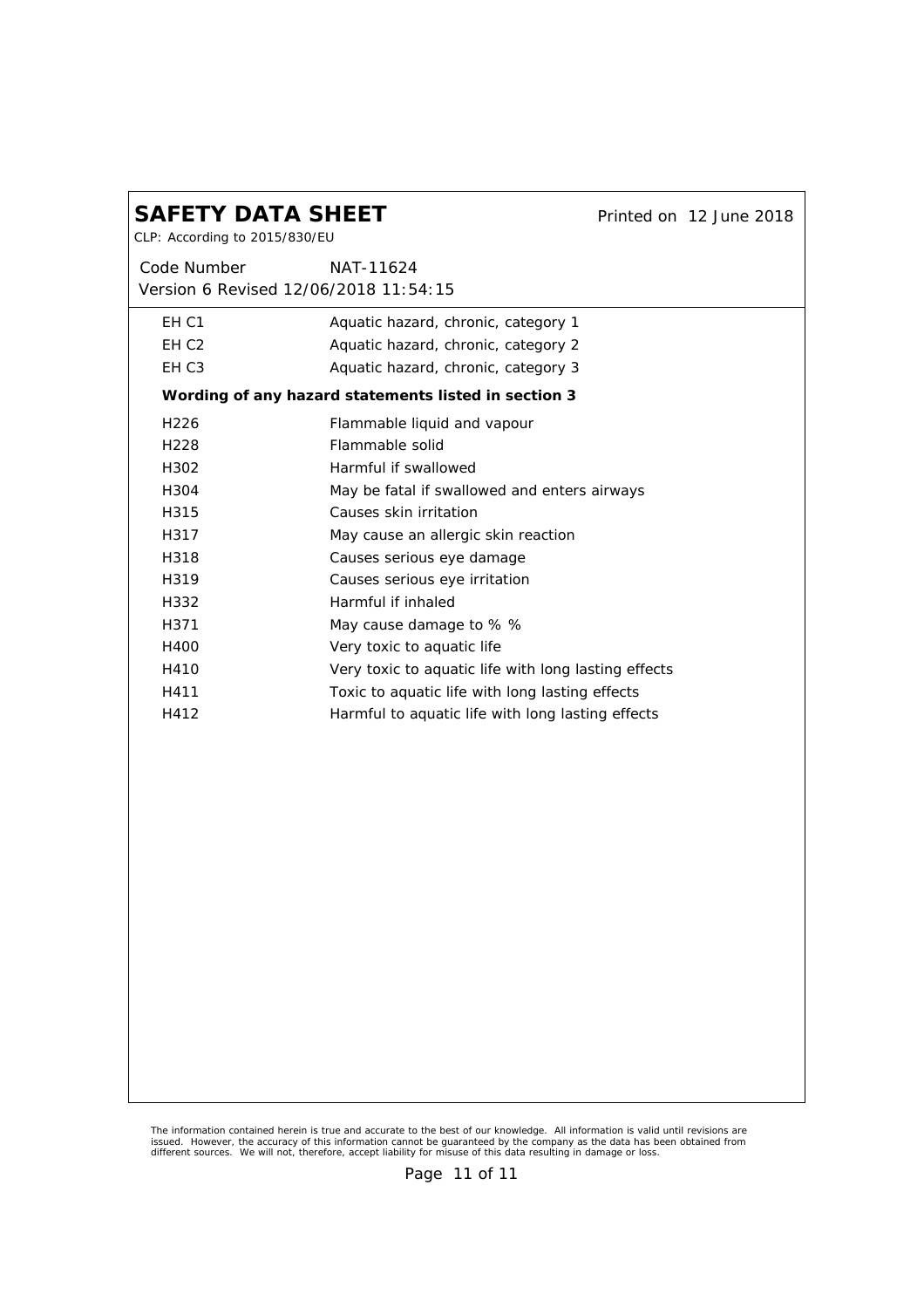| | |
|---|---|
| EH C1 | Aquatic hazard, chronic, category 1 |
| EH C2 | Aquatic hazard, chronic, category 2 |
| EH C3 | Aquatic hazard, chronic, category 3 |

**Wording of any hazard statements listed in section 3**

| | |
|---|---|
| H226 | Flammable liquid and vapour |
| H228 | Flammable solid |
| H302 | Harmful if swallowed |
| H304 | May be fatal if swallowed and enters airways |
| H315 | Causes skin irritation |
| H317 | May cause an allergic skin reaction |
| H318 | Causes serious eye damage |
| H319 | Causes serious eye irritation |
| H332 | Harmful if inhaled |
| H371 | May cause damage to % % |
| H400 | Very toxic to aquatic life |
| H410 | Very toxic to aquatic life with long lasting effects |
| H411 | Toxic to aquatic life with long lasting effects |
| H412 | Harmful to aquatic life with long lasting effects |